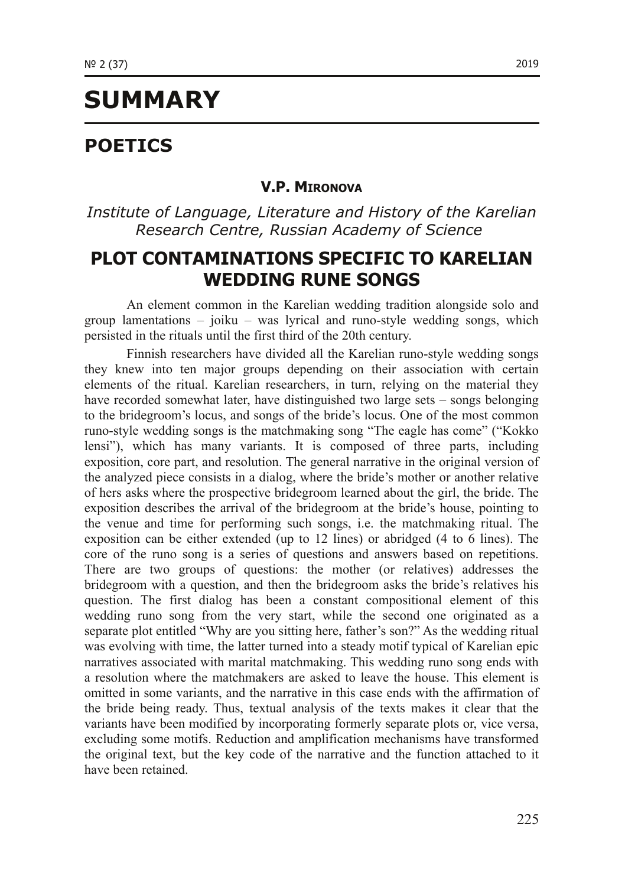# SUMMARY

## POETICS

### V.P. Mironova

*Institute of Language, Literature and History of the Karelian Research Centre, Russian Academy of Science*

## PLOT CONTAMINATIONS SPECIFIC TO KARELIAN WEDDING RUNE SONGS

An element common in the Karelian wedding tradition alongside solo and group lamentations – joiku – was lyrical and runo-style wedding songs, which persisted in the rituals until the first third of the 20th century.

Finnish researchers have divided all the Karelian runo-style wedding songs they knew into ten major groups depending on their association with certain elements of the ritual. Karelian researchers, in turn, relying on the material they have recorded somewhat later, have distinguished two large sets – songs belonging to the bridegroom's locus, and songs of the bride's locus. One of the most common runo-style wedding songs is the matchmaking song "The eagle has come" ("Kokko lensi"), which has many variants. It is composed of three parts, including exposition, core part, and resolution. The general narrative in the original version of the analyzed piece consists in a dialog, where the bride's mother or another relative of hers asks where the prospective bridegroom learned about the girl, the bride. The exposition describes the arrival of the bridegroom at the bride's house, pointing to the venue and time for performing such songs, i.e. the matchmaking ritual. The exposition can be either extended (up to 12 lines) or abridged (4 to 6 lines). The core of the runo song is a series of questions and answers based on repetitions. There are two groups of questions: the mother (or relatives) addresses the bridegroom with a question, and then the bridegroom asks the bride's relatives his question. The first dialog has been a constant compositional element of this wedding runo song from the very start, while the second one originated as a separate plot entitled "Why are you sitting here, father's son?" As the wedding ritual was evolving with time, the latter turned into a steady motif typical of Karelian epic narratives associated with marital matchmaking. This wedding runo song ends with a resolution where the matchmakers are asked to leave the house. This element is omitted in some variants, and the narrative in this case ends with the affirmation of the bride being ready. Thus, textual analysis of the texts makes it clear that the variants have been modified by incorporating formerly separate plots or, vice versa, excluding some motifs. Reduction and amplification mechanisms have transformed the original text, but the key code of the narrative and the function attached to it have been retained.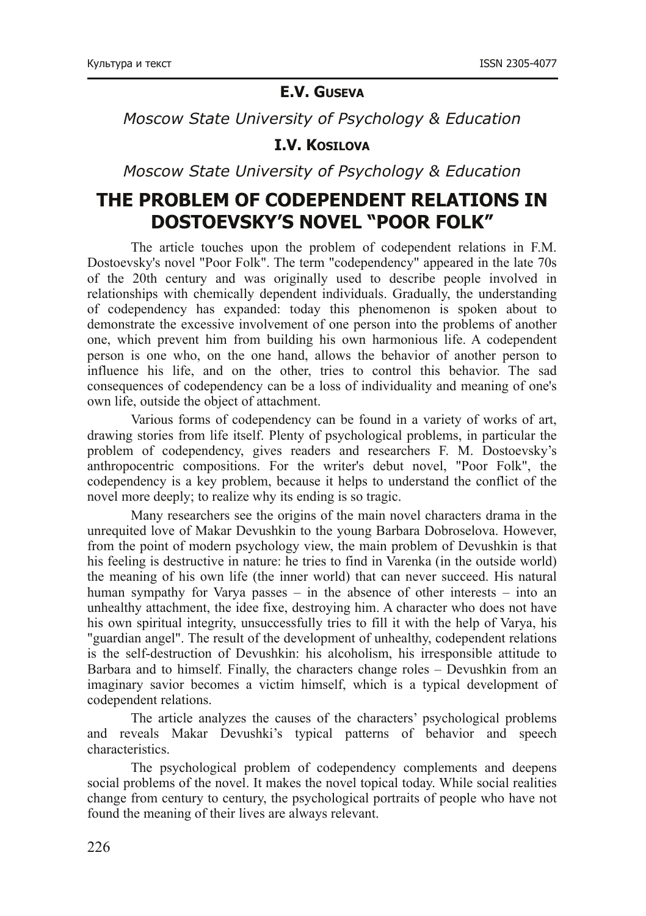**E.V. Guseva**

*Moscow State University of Psychology & Education*

**I.V. Kosilova**

*Moscow State University of Psychology & Education*

# THE PROBLEM OF CODEPENDENT RELATIONS IN DOSTOEVSKY'S NOVEL "POOR FOLK"

The article touches upon the problem of codependent relations in F.M. Dostoevsky's novel "Poor Folk". The term "codependency" appeared in the late 70s of the 20th century and was originally used to describe people involved in relationships with chemically dependent individuals. Gradually, the understanding of codependency has expanded: today this phenomenon is spoken about to demonstrate the excessive involvement of one person into the problems of another one, which prevent him from building his own harmonious life. A codependent person is one who, on the one hand, allows the behavior of another person to influence his life, and on the other, tries to control this behavior. The sad consequences of codependency can be a loss of individuality and meaning of one's own life, outside the object of attachment.

Various forms of codependency can be found in a variety of works of art, drawing stories from life itself. Plenty of psychological problems, in particular the problem of codependency, gives readers and researchers F. M. Dostoevsky's anthropocentric compositions. For the writer's debut novel, "Poor Folk", the codependency is a key problem, because it helps to understand the conflict of the novel more deeply; to realize why its ending is so tragic.

Many researchers see the origins of the main novel characters drama in the unrequited love of Makar Devushkin to the young Barbara Dobroselova. However, from the point of modern psychology view, the main problem of Devushkin is that his feeling is destructive in nature: he tries to find in Varenka (in the outside world) the meaning of his own life (the inner world) that can never succeed. His natural human sympathy for Varya passes – in the absence of other interests – into an unhealthy attachment, the idee fixe, destroying him. A character who does not have his own spiritual integrity, unsuccessfully tries to fill it with the help of Varya, his "guardian angel". The result of the development of unhealthy, codependent relations is the self-destruction of Devushkin: his alcoholism, his irresponsible attitude to Barbara and to himself. Finally, the characters change roles – Devushkin from an imaginary savior becomes a victim himself, which is a typical development of codependent relations.

The article analyzes the causes of the characters' psychological problems and reveals Makar Devushki's typical patterns of behavior and speech characteristics.

The psychological problem of codependency complements and deepens social problems of the novel. It makes the novel topical today. While social realities change from century to century, the psychological portraits of people who have not found the meaning of their lives are always relevant.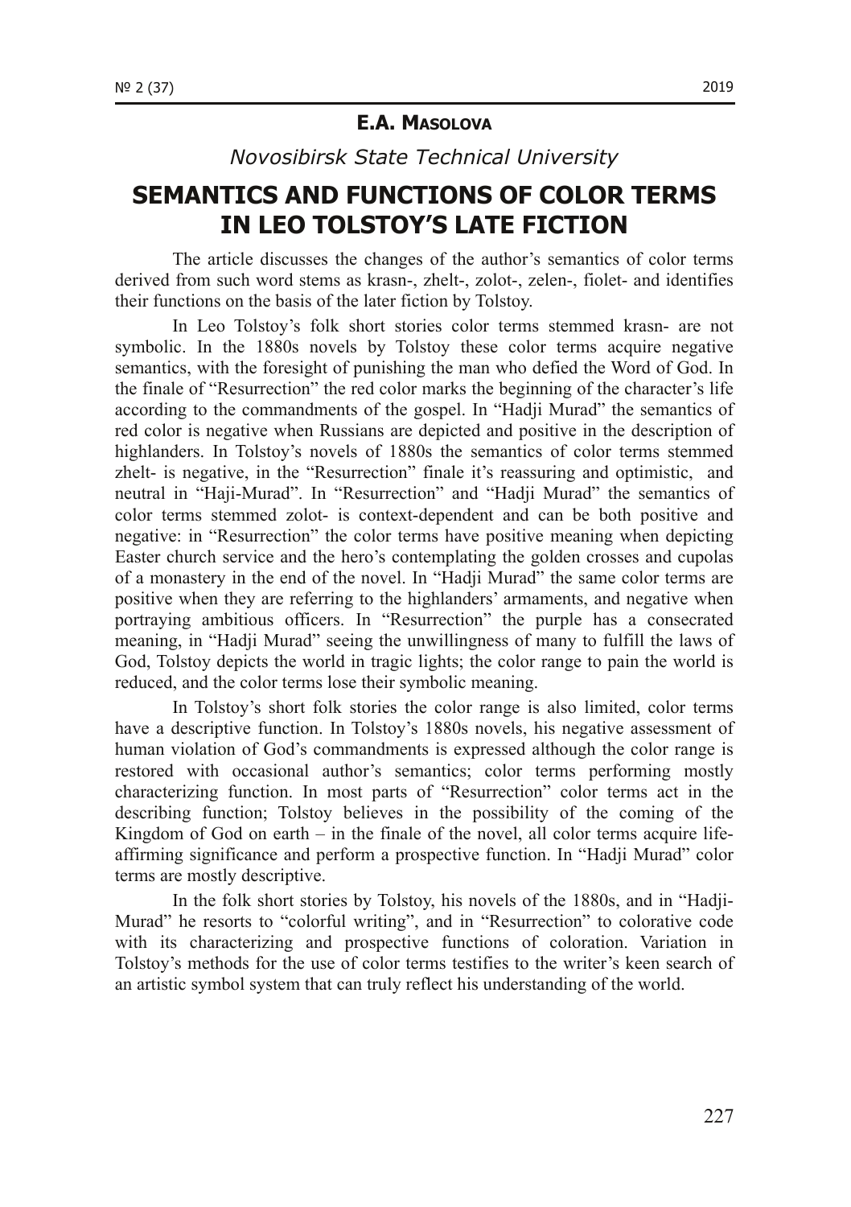**E.A. Masolova**

*Novosibirsk State Technical University*

# SEMANTICS AND FUNCTIONS OF COLOR TERMS IN LEO TOLSTOY'S LATE FICTION

The article discusses the changes of the author's semantics of color terms derived from such word stems as krasn-, zhelt-, zolot-, zelen-, fiolet- and identifies their functions on the basis of the later fiction by Tolstoy.

In Leo Tolstoy's folk short stories color terms stemmed krasn- are not symbolic. In the 1880s novels by Tolstoy these color terms acquire negative semantics, with the foresight of punishing the man who defied the Word of God. In the finale of "Resurrection" the red color marks the beginning of the character's life according to the commandments of the gospel. In "Hadji Murad" the semantics of red color is negative when Russians are depicted and positive in the description of highlanders. In Tolstoy's novels of 1880s the semantics of color terms stemmed zhelt- is negative, in the "Resurrection" finale it's reassuring and optimistic, and neutral in "Haji-Murad". In "Resurrection" and "Hadji Murad" the semantics of color terms stemmed zolot- is context-dependent and can be both positive and negative: in "Resurrection" the color terms have positive meaning when depicting Easter church service and the hero's contemplating the golden crosses and cupolas of a monastery in the end of the novel. In "Hadji Murad" the same color terms are positive when they are referring to the highlanders' armaments, and negative when portraying ambitious officers. In "Resurrection" the purple has a consecrated meaning, in "Hadji Murad" seeing the unwillingness of many to fulfill the laws of God, Tolstoy depicts the world in tragic lights; the color range to pain the world is reduced, and the color terms lose their symbolic meaning.

In Tolstoy's short folk stories the color range is also limited, color terms have a descriptive function. In Tolstoy's 1880s novels, his negative assessment of human violation of God's commandments is expressed although the color range is restored with occasional author's semantics; color terms performing mostly characterizing function. In most parts of "Resurrection" color terms act in the describing function; Tolstoy believes in the possibility of the coming of the Kingdom of God on earth – in the finale of the novel, all color terms acquire life-affirming significance and perform a prospective function. In "Hadji Murad" color terms are mostly descriptive.

In the folk short stories by Tolstoy, his novels of the 1880s, and in "Hadji-Murad" he resorts to "colorful writing", and in "Resurrection" to colorative code with its characterizing and prospective functions of coloration. Variation in Tolstoy's methods for the use of color terms testifies to the writer's keen search of an artistic symbol system that can truly reflect his understanding of the world.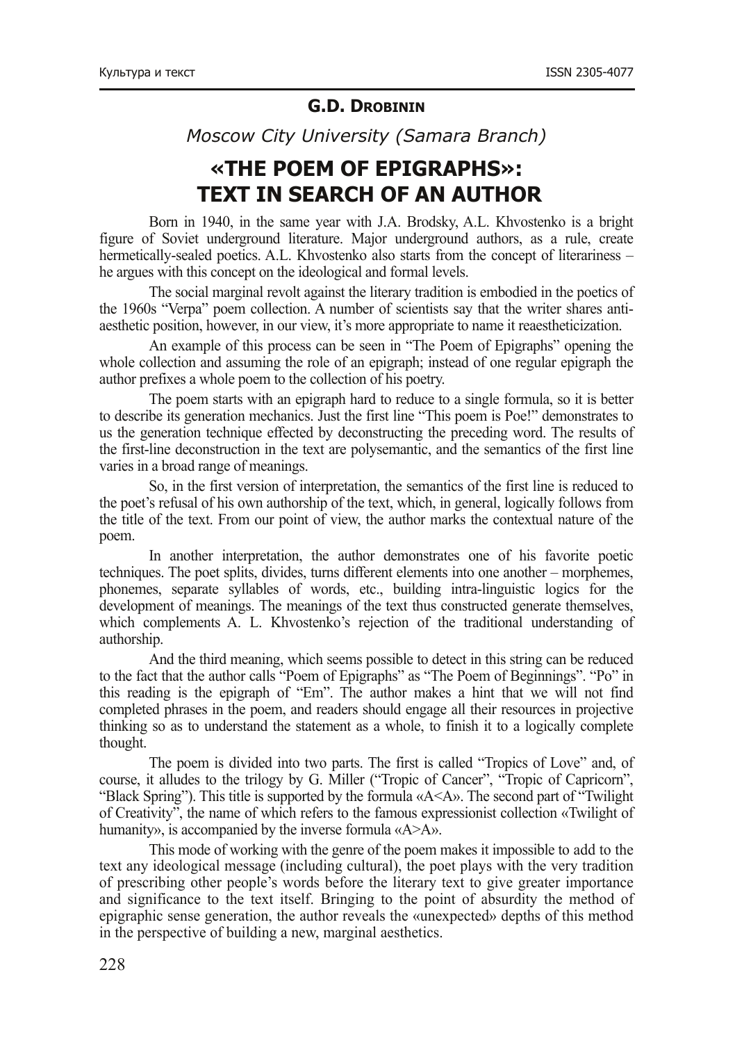**G.D. Drobinin**

*Moscow City University (Samara Branch)*

# «THE POEM OF EPIGRAPHS»: TEXT IN SEARCH OF AN AUTHOR

Born in 1940, in the same year with J.A. Brodsky, A.L. Khvostenko is a bright figure of Soviet underground literature. Major underground authors, as a rule, create hermetically-sealed poetics. A.L. Khvostenko also starts from the concept of literariness – he argues with this concept on the ideological and formal levels.

The social marginal revolt against the literary tradition is embodied in the poetics of the 1960s "Verpa" poem collection. A number of scientists say that the writer shares anti-aesthetic position, however, in our view, it's more appropriate to name it reaestheticization.

An example of this process can be seen in "The Poem of Epigraphs" opening the whole collection and assuming the role of an epigraph; instead of one regular epigraph the author prefixes a whole poem to the collection of his poetry.

The poem starts with an epigraph hard to reduce to a single formula, so it is better to describe its generation mechanics. Just the first line "This poem is Poe!" demonstrates to us the generation technique effected by deconstructing the preceding word. The results of the first-line deconstruction in the text are polysemantic, and the semantics of the first line varies in a broad range of meanings.

So, in the first version of interpretation, the semantics of the first line is reduced to the poet's refusal of his own authorship of the text, which, in general, logically follows from the title of the text. From our point of view, the author marks the contextual nature of the poem.

In another interpretation, the author demonstrates one of his favorite poetic techniques. The poet splits, divides, turns different elements into one another – morphemes, phonemes, separate syllables of words, etc., building intra-linguistic logics for the development of meanings. The meanings of the text thus constructed generate themselves, which complements A. L. Khvostenko's rejection of the traditional understanding of authorship.

And the third meaning, which seems possible to detect in this string can be reduced to the fact that the author calls "Poem of Epigraphs" as "The Poem of Beginnings". "Po" in this reading is the epigraph of "Em". The author makes a hint that we will not find completed phrases in the poem, and readers should engage all their resources in projective thinking so as to understand the statement as a whole, to finish it to a logically complete thought.

The poem is divided into two parts. The first is called "Tropics of Love" and, of course, it alludes to the trilogy by G. Miller ("Tropic of Cancer", "Tropic of Capricorn", "Black Spring"). This title is supported by the formula «A<A». The second part of "Twilight of Creativity", the name of which refers to the famous expressionist collection «Twilight of humanity», is accompanied by the inverse formula «A>A».

This mode of working with the genre of the poem makes it impossible to add to the text any ideological message (including cultural), the poet plays with the very tradition of prescribing other people's words before the literary text to give greater importance and significance to the text itself. Bringing to the point of absurdity the method of epigraphic sense generation, the author reveals the «unexpected» depths of this method in the perspective of building a new, marginal aesthetics.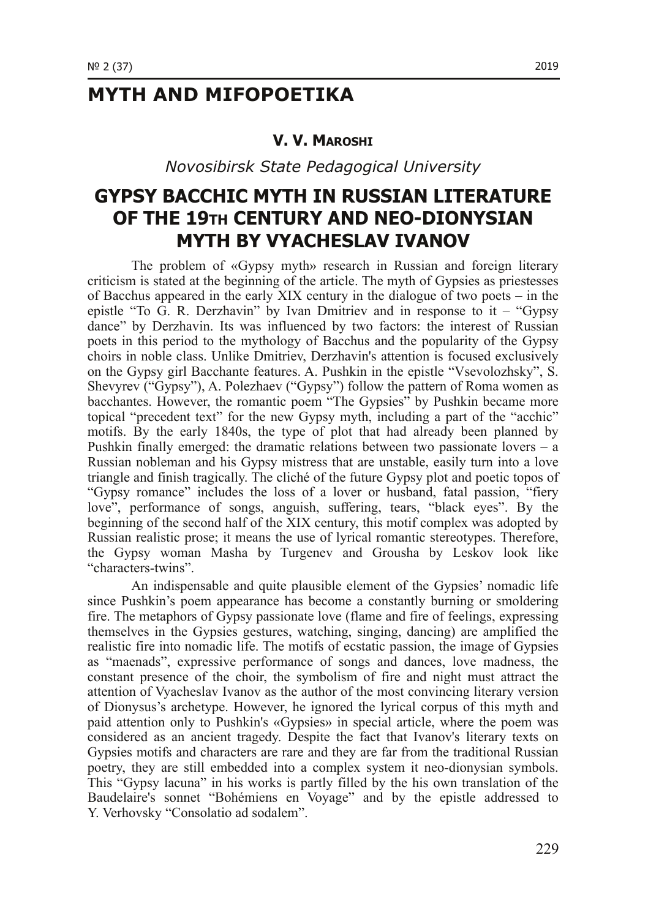# MYTH AND MIFOPOETIKA

**V. V. Maroshi**

*Novosibirsk State Pedagogical University*

## GYPSY BACCHIC MYTH IN RUSSIAN LITERATURE OF THE 19TH CENTURY AND NEO-DIONYSIAN MYTH BY VYACHESLAV IVANOV

The problem of «Gypsy myth» research in Russian and foreign literary criticism is stated at the beginning of the article. The myth of Gypsies as priestesses of Bacchus appeared in the early XIX century in the dialogue of two poets – in the epistle "To G. R. Derzhavin" by Ivan Dmitriev and in response to it – "Gypsy dance" by Derzhavin. Its was influenced by two factors: the interest of Russian poets in this period to the mythology of Bacchus and the popularity of the Gypsy choirs in noble class. Unlike Dmitriev, Derzhavin's attention is focused exclusively on the Gypsy girl Bacchante features. A. Pushkin in the epistle "Vsevolozhsky", S. Shevyrev ("Gypsy"), A. Polezhaev ("Gypsy") follow the pattern of Roma women as bacchantes. However, the romantic poem "The Gypsies" by Pushkin became more topical "precedent text" for the new Gypsy myth, including a part of the "acchic" motifs. By the early 1840s, the type of plot that had already been planned by Pushkin finally emerged: the dramatic relations between two passionate lovers – a Russian nobleman and his Gypsy mistress that are unstable, easily turn into a love triangle and finish tragically. The cliché of the future Gypsy plot and poetic topos of "Gypsy romance" includes the loss of a lover or husband, fatal passion, "fiery love", performance of songs, anguish, suffering, tears, "black eyes". By the beginning of the second half of the XIX century, this motif complex was adopted by Russian realistic prose; it means the use of lyrical romantic stereotypes. Therefore, the Gypsy woman Masha by Turgenev and Grousha by Leskov look like "characters-twins".

An indispensable and quite plausible element of the Gypsies' nomadic life since Pushkin's poem appearance has become a constantly burning or smoldering fire. The metaphors of Gypsy passionate love (flame and fire of feelings, expressing themselves in the Gypsies gestures, watching, singing, dancing) are amplified the realistic fire into nomadic life. The motifs of ecstatic passion, the image of Gypsies as "maenads", expressive performance of songs and dances, love madness, the constant presence of the choir, the symbolism of fire and night must attract the attention of Vyacheslav Ivanov as the author of the most convincing literary version of Dionysus's archetype. However, he ignored the lyrical corpus of this myth and paid attention only to Pushkin's «Gypsies» in special article, where the poem was considered as an ancient tragedy. Despite the fact that Ivanov's literary texts on Gypsies motifs and characters are rare and they are far from the traditional Russian poetry, they are still embedded into a complex system it neo-dionysian symbols. This "Gypsy lacuna" in his works is partly filled by the his own translation of the Baudelaire's sonnet "Bohémiens en Voyage" and by the epistle addressed to Y. Verhovsky "Consolatio ad sodalem".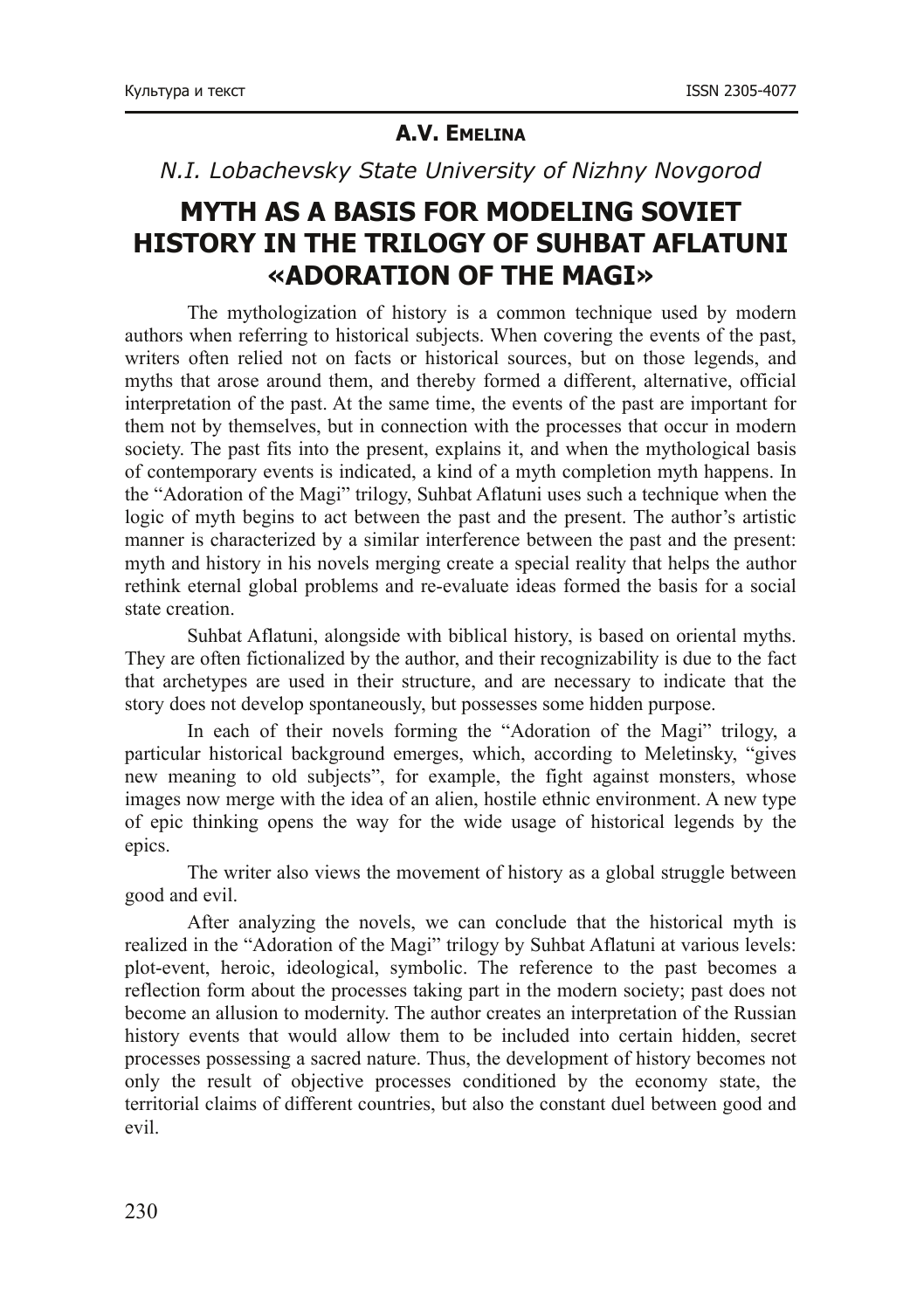**A.V. Emelina**

*N.I. Lobachevsky State University of Nizhny Novgorod*

# MYTH AS A BASIS FOR MODELING SOVIET HISTORY IN THE TRILOGY OF SUHBAT AFLATUNI «ADORATION OF THE MAGI»

The mythologization of history is a common technique used by modern authors when referring to historical subjects. When covering the events of the past, writers often relied not on facts or historical sources, but on those legends, and myths that arose around them, and thereby formed a different, alternative, official interpretation of the past. At the same time, the events of the past are important for them not by themselves, but in connection with the processes that occur in modern society. The past fits into the present, explains it, and when the mythological basis of contemporary events is indicated, a kind of a myth completion myth happens. In the "Adoration of the Magi" trilogy, Suhbat Aflatuni uses such a technique when the logic of myth begins to act between the past and the present. The author's artistic manner is characterized by a similar interference between the past and the present: myth and history in his novels merging create a special reality that helps the author rethink eternal global problems and re-evaluate ideas formed the basis for a social state creation.

Suhbat Aflatuni, alongside with biblical history, is based on oriental myths. They are often fictionalized by the author, and their recognizability is due to the fact that archetypes are used in their structure, and are necessary to indicate that the story does not develop spontaneously, but possesses some hidden purpose.

In each of their novels forming the "Adoration of the Magi" trilogy, a particular historical background emerges, which, according to Meletinsky, "gives new meaning to old subjects", for example, the fight against monsters, whose images now merge with the idea of an alien, hostile ethnic environment. A new type of epic thinking opens the way for the wide usage of historical legends by the epics.

The writer also views the movement of history as a global struggle between good and evil.

After analyzing the novels, we can conclude that the historical myth is realized in the "Adoration of the Magi" trilogy by Suhbat Aflatuni at various levels: plot-event, heroic, ideological, symbolic. The reference to the past becomes a reflection form about the processes taking part in the modern society; past does not become an allusion to modernity. The author creates an interpretation of the Russian history events that would allow them to be included into certain hidden, secret processes possessing a sacred nature. Thus, the development of history becomes not only the result of objective processes conditioned by the economy state, the territorial claims of different countries, but also the constant duel between good and evil.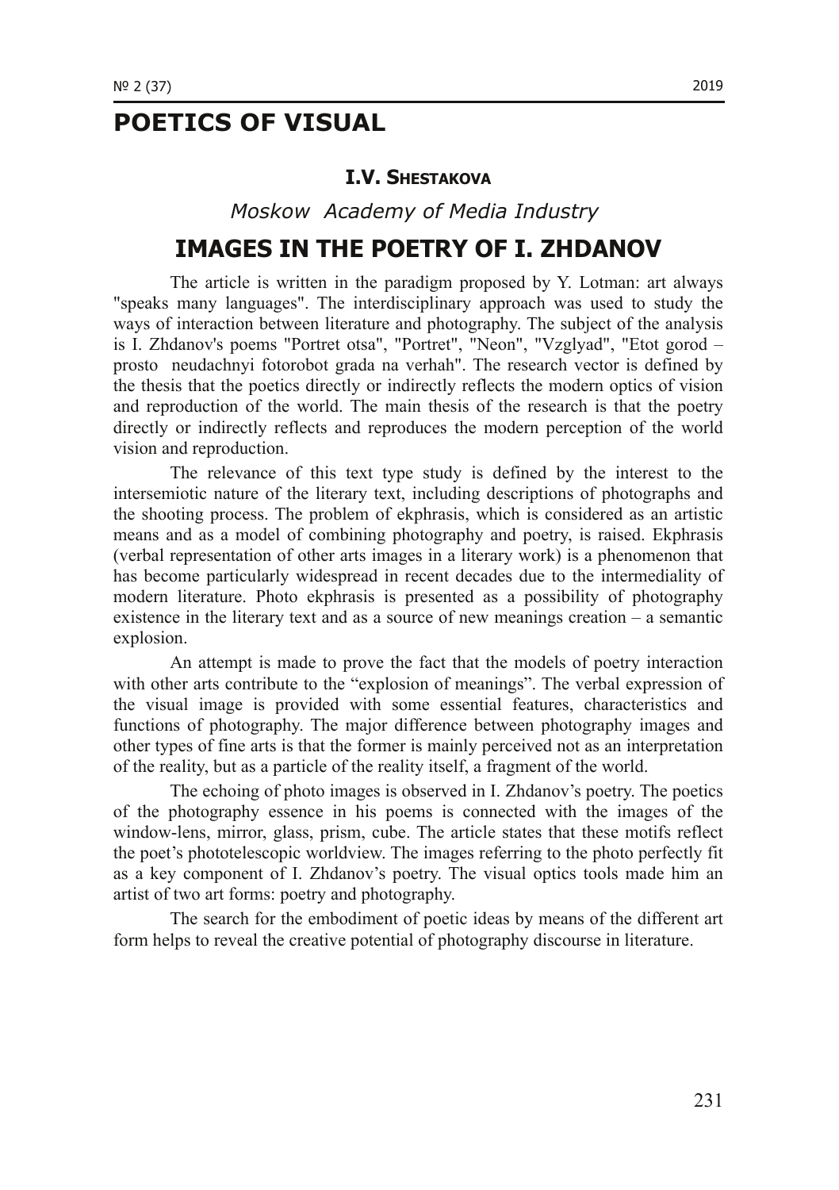# POETICS OF VISUAL

### I.V. SHESTAKOVA

*Moskow Academy of Media Industry*

## IMAGES IN THE POETRY OF I. ZHDANOV

The article is written in the paradigm proposed by Y. Lotman: art always "speaks many languages". The interdisciplinary approach was used to study the ways of interaction between literature and photography. The subject of the analysis is I. Zhdanov's poems "Portret otsa", "Portret", "Neon", "Vzglyad", "Etot gorod – prosto neudachnyi fotorobot grada na verhah". The research vector is defined by the thesis that the poetics directly or indirectly reflects the modern optics of vision and reproduction of the world. The main thesis of the research is that the poetry directly or indirectly reflects and reproduces the modern perception of the world vision and reproduction.

The relevance of this text type study is defined by the interest to the intersemiotic nature of the literary text, including descriptions of photographs and the shooting process. The problem of ekphrasis, which is considered as an artistic means and as a model of combining photography and poetry, is raised. Ekphrasis (verbal representation of other arts images in a literary work) is a phenomenon that has become particularly widespread in recent decades due to the intermediality of modern literature. Photo ekphrasis is presented as a possibility of photography existence in the literary text and as a source of new meanings creation – a semantic explosion.

An attempt is made to prove the fact that the models of poetry interaction with other arts contribute to the "explosion of meanings". The verbal expression of the visual image is provided with some essential features, characteristics and functions of photography. The major difference between photography images and other types of fine arts is that the former is mainly perceived not as an interpretation of the reality, but as a particle of the reality itself, a fragment of the world.

The echoing of photo images is observed in I. Zhdanov's poetry. The poetics of the photography essence in his poems is connected with the images of the window-lens, mirror, glass, prism, cube. The article states that these motifs reflect the poet's phototelescopic worldview. The images referring to the photo perfectly fit as a key component of I. Zhdanov's poetry. The visual optics tools made him an artist of two art forms: poetry and photography.

The search for the embodiment of poetic ideas by means of the different art form helps to reveal the creative potential of photography discourse in literature.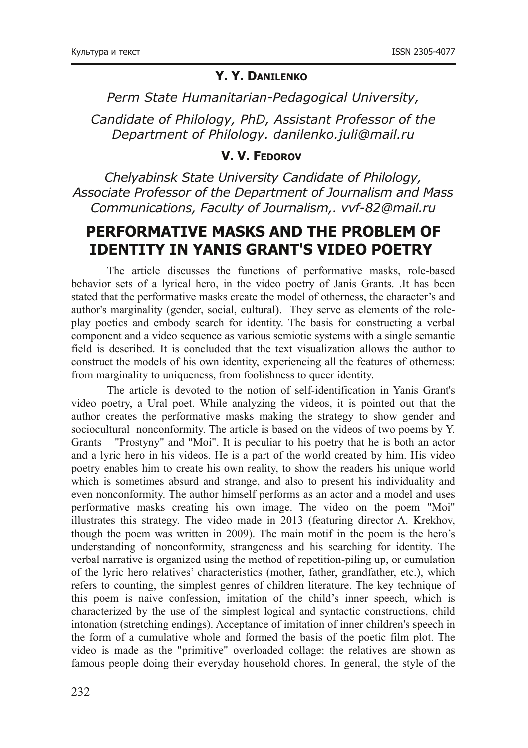**Y. Y. Danilenko**

*Perm State Humanitarian-Pedagogical University,*

*Candidate of Philology, PhD, Assistant Professor of the Department of Philology. danilenko.juli@mail.ru*

**V. V. Fedorov**

*Chelyabinsk State University Candidate of Philology, Associate Professor of the Department of Journalism and Mass Communications, Faculty of Journalism,. vvf-82@mail.ru*

# PERFORMATIVE MASKS AND THE PROBLEM OF IDENTITY IN YANIS GRANT'S VIDEO POETRY

The article discusses the functions of performative masks, role-based behavior sets of a lyrical hero, in the video poetry of Janis Grants. .It has been stated that the performative masks create the model of otherness, the character's and author's marginality (gender, social, cultural). They serve as elements of the role-play poetics and embody search for identity. The basis for constructing a verbal component and a video sequence as various semiotic systems with a single semantic field is described. It is concluded that the text visualization allows the author to construct the models of his own identity, experiencing all the features of otherness: from marginality to uniqueness, from foolishness to queer identity.

The article is devoted to the notion of self-identification in Yanis Grant's video poetry, a Ural poet. While analyzing the videos, it is pointed out that the author creates the performative masks making the strategy to show gender and sociocultural nonconformity. The article is based on the videos of two poems by Y. Grants – "Prostyny" and "Moi". It is peculiar to his poetry that he is both an actor and a lyric hero in his videos. He is a part of the world created by him. His video poetry enables him to create his own reality, to show the readers his unique world which is sometimes absurd and strange, and also to present his individuality and even nonconformity. The author himself performs as an actor and a model and uses performative masks creating his own image. The video on the poem "Moi" illustrates this strategy. The video made in 2013 (featuring director A. Krekhov, though the poem was written in 2009). The main motif in the poem is the hero's understanding of nonconformity, strangeness and his searching for identity. The verbal narrative is organized using the method of repetition-piling up, or cumulation of the lyric hero relatives' characteristics (mother, father, grandfather, etc.), which refers to counting, the simplest genres of children literature. The key technique of this poem is naive confession, imitation of the child's inner speech, which is characterized by the use of the simplest logical and syntactic constructions, child intonation (stretching endings). Acceptance of imitation of inner children's speech in the form of a cumulative whole and formed the basis of the poetic film plot. The video is made as the "primitive" overloaded collage: the relatives are shown as famous people doing their everyday household chores. In general, the style of the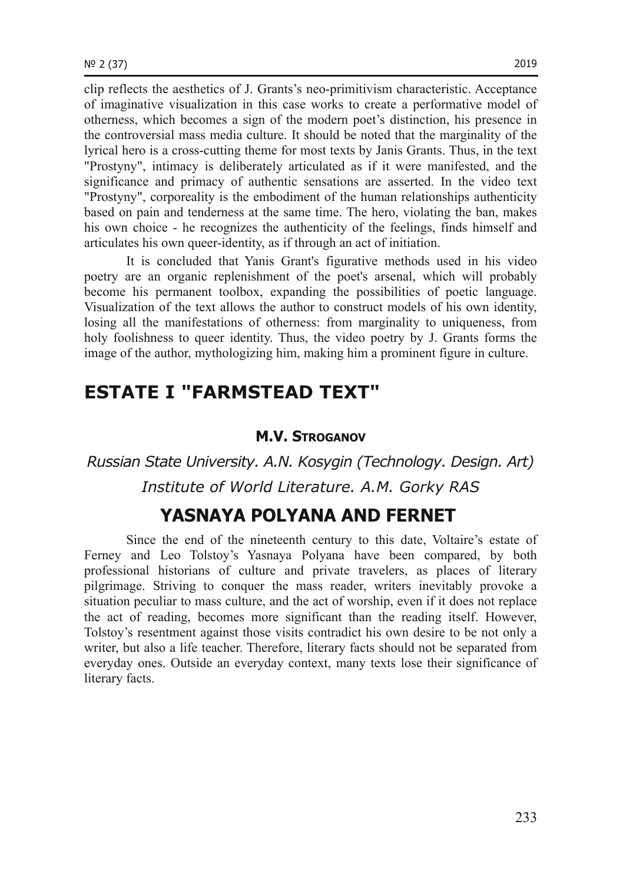clip reflects the aesthetics of J. Grants's neo-primitivism characteristic. Acceptance of imaginative visualization in this case works to create a performative model of otherness, which becomes a sign of the modern poet's distinction, his presence in the controversial mass media culture. It should be noted that the marginality of the lyrical hero is a cross-cutting theme for most texts by Janis Grants. Thus, in the text "Prostyny", intimacy is deliberately articulated as if it were manifested, and the significance and primacy of authentic sensations are asserted. In the video text "Prostyny", corporeality is the embodiment of the human relationships authenticity based on pain and tenderness at the same time. The hero, violating the ban, makes his own choice - he recognizes the authenticity of the feelings, finds himself and articulates his own queer-identity, as if through an act of initiation.

It is concluded that Yanis Grant's figurative methods used in his video poetry are an organic replenishment of the poet's arsenal, which will probably become his permanent toolbox, expanding the possibilities of poetic language. Visualization of the text allows the author to construct models of his own identity, losing all the manifestations of otherness: from marginality to uniqueness, from holy foolishness to queer identity. Thus, the video poetry by J. Grants forms the image of the author, mythologizing him, making him a prominent figure in culture.

# ESTATE I "FARMSTEAD TEXT"

**M.V. STROGANOV**

*Russian State University. A.N. Kosygin (Technology. Design. Art)*

*Institute of World Literature. A.M. Gorky RAS*

## YASNAYA POLYANA AND FERNET

Since the end of the nineteenth century to this date, Voltaire's estate of Ferney and Leo Tolstoy's Yasnaya Polyana have been compared, by both professional historians of culture and private travelers, as places of literary pilgrimage. Striving to conquer the mass reader, writers inevitably provoke a situation peculiar to mass culture, and the act of worship, even if it does not replace the act of reading, becomes more significant than the reading itself. However, Tolstoy's resentment against those visits contradict his own desire to be not only a writer, but also a life teacher. Therefore, literary facts should not be separated from everyday ones. Outside an everyday context, many texts lose their significance of literary facts.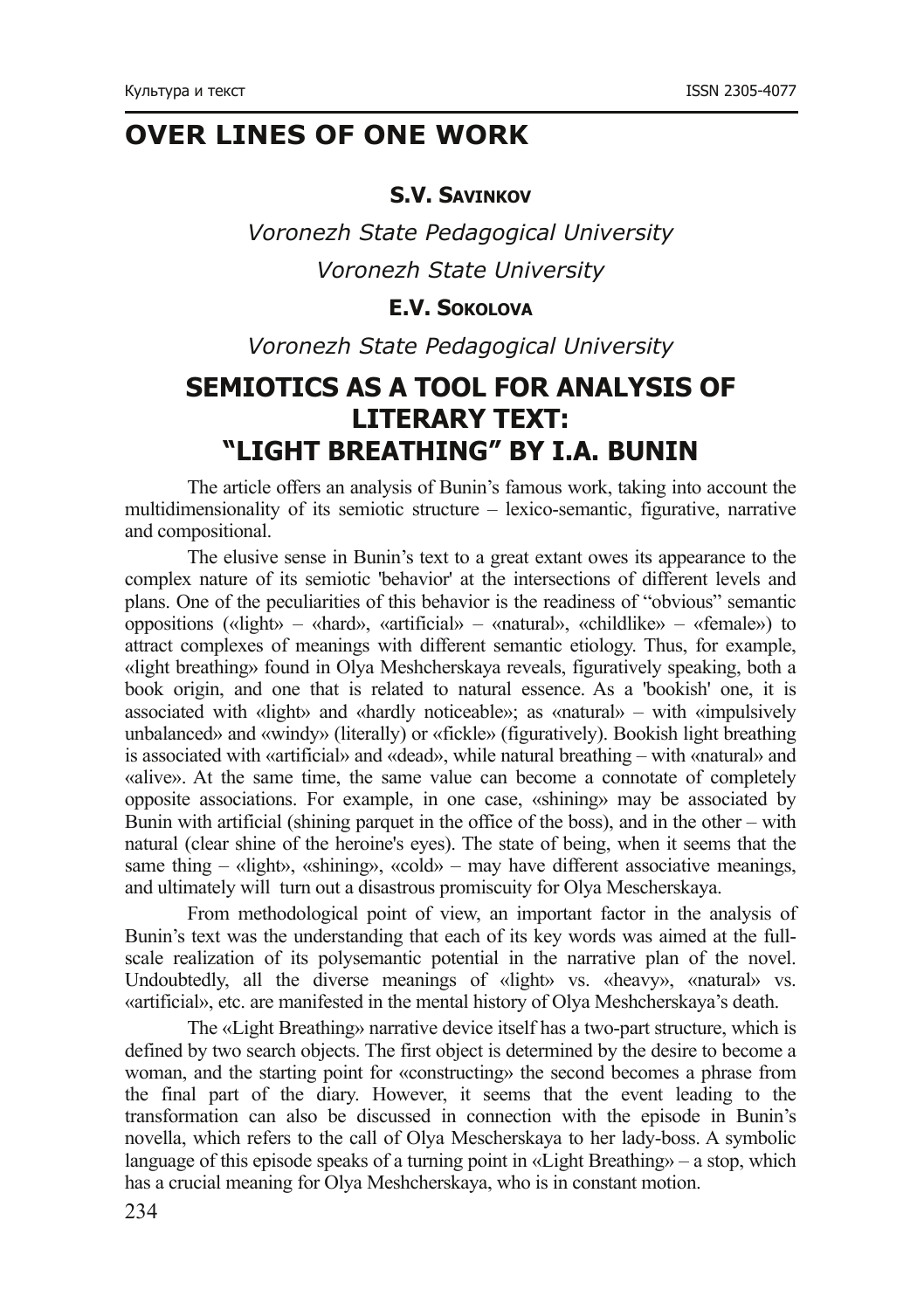# OVER LINES OF ONE WORK

**S.V. SAVINKOV**

*Voronezh State Pedagogical University*

*Voronezh State University*

**E.V. SOKOLOVA**

*Voronezh State Pedagogical University*

## SEMIOTICS AS A TOOL FOR ANALYSIS OF LITERARY TEXT: "LIGHT BREATHING" BY I.A. BUNIN

The article offers an analysis of Bunin's famous work, taking into account the multidimensionality of its semiotic structure – lexico-semantic, figurative, narrative and compositional.

The elusive sense in Bunin's text to a great extant owes its appearance to the complex nature of its semiotic 'behavior' at the intersections of different levels and plans. One of the peculiarities of this behavior is the readiness of "obvious" semantic oppositions («light» – «hard», «artificial» – «natural», «childlike» – «female») to attract complexes of meanings with different semantic etiology. Thus, for example, «light breathing» found in Olya Meshcherskaya reveals, figuratively speaking, both a book origin, and one that is related to natural essence. As a 'bookish' one, it is associated with «light» and «hardly noticeable»; as «natural» – with «impulsively unbalanced» and «windy» (literally) or «fickle» (figuratively). Bookish light breathing is associated with «artificial» and «dead», while natural breathing – with «natural» and «alive». At the same time, the same value can become a connotate of completely opposite associations. For example, in one case, «shining» may be associated by Bunin with artificial (shining parquet in the office of the boss), and in the other – with natural (clear shine of the heroine's eyes). The state of being, when it seems that the same thing – «light», «shining», «cold» – may have different associative meanings, and ultimately will turn out a disastrous promiscuity for Olya Mescherskaya.

From methodological point of view, an important factor in the analysis of Bunin's text was the understanding that each of its key words was aimed at the full-scale realization of its polysemantic potential in the narrative plan of the novel. Undoubtedly, all the diverse meanings of «light» vs. «heavy», «natural» vs. «artificial», etc. are manifested in the mental history of Olya Meshcherskaya's death.

The «Light Breathing» narrative device itself has a two-part structure, which is defined by two search objects. The first object is determined by the desire to become a woman, and the starting point for «constructing» the second becomes a phrase from the final part of the diary. However, it seems that the event leading to the transformation can also be discussed in connection with the episode in Bunin's novella, which refers to the call of Olya Mescherskaya to her lady-boss. A symbolic language of this episode speaks of a turning point in «Light Breathing» – a stop, which has a crucial meaning for Olya Meshcherskaya, who is in constant motion.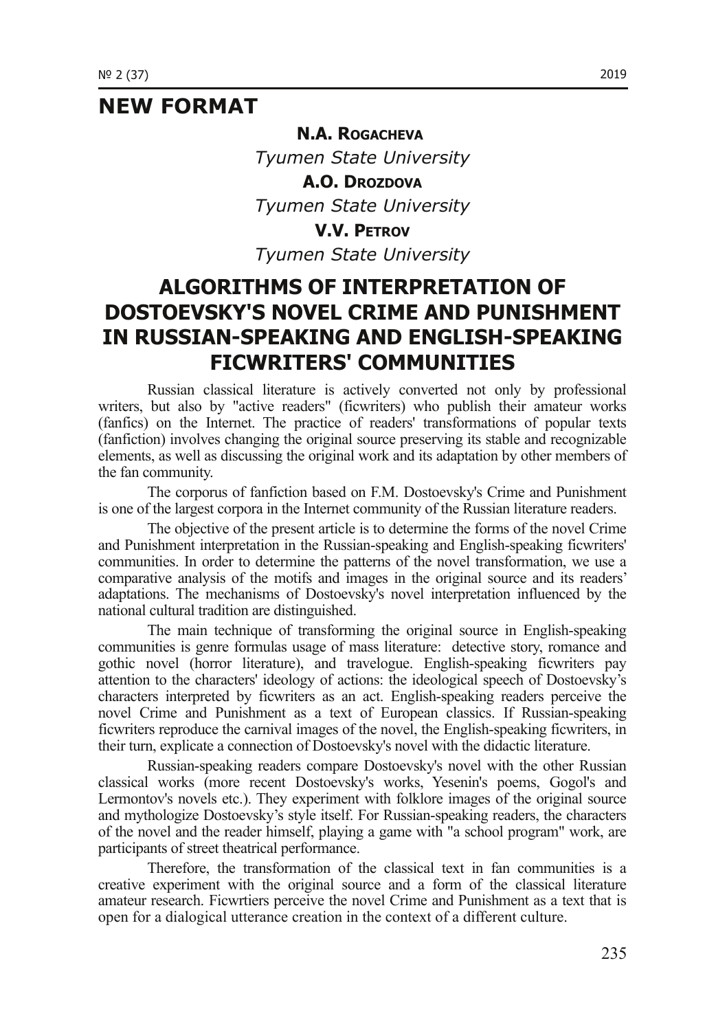# NEW FORMAT

**N.A. Rogacheva**

*Tyumen State University*

**A.O. Drozdova**

*Tyumen State University*

**V.V. Petrov**

*Tyumen State University*

## ALGORITHMS OF INTERPRETATION OF DOSTOEVSKY'S NOVEL CRIME AND PUNISHMENT IN RUSSIAN-SPEAKING AND ENGLISH-SPEAKING FICWRITERS' COMMUNITIES

Russian classical literature is actively converted not only by professional writers, but also by "active readers" (ficwriters) who publish their amateur works (fanfics) on the Internet. The practice of readers' transformations of popular texts (fanfiction) involves changing the original source preserving its stable and recognizable elements, as well as discussing the original work and its adaptation by other members of the fan community.

The corporus of fanfiction based on F.M. Dostoevsky's Crime and Punishment is one of the largest corpora in the Internet community of the Russian literature readers.

The objective of the present article is to determine the forms of the novel Crime and Punishment interpretation in the Russian-speaking and English-speaking ficwriters' communities. In order to determine the patterns of the novel transformation, we use a comparative analysis of the motifs and images in the original source and its readers' adaptations. The mechanisms of Dostoevsky's novel interpretation influenced by the national cultural tradition are distinguished.

The main technique of transforming the original source in English-speaking communities is genre formulas usage of mass literature: detective story, romance and gothic novel (horror literature), and travelogue. English-speaking ficwriters pay attention to the characters' ideology of actions: the ideological speech of Dostoevsky's characters interpreted by ficwriters as an act. English-speaking readers perceive the novel Crime and Punishment as a text of European classics. If Russian-speaking ficwriters reproduce the carnival images of the novel, the English-speaking ficwriters, in their turn, explicate a connection of Dostoevsky's novel with the didactic literature.

Russian-speaking readers compare Dostoevsky's novel with the other Russian classical works (more recent Dostoevsky's works, Yesenin's poems, Gogol's and Lermontov's novels etc.). They experiment with folklore images of the original source and mythologize Dostoevsky's style itself. For Russian-speaking readers, the characters of the novel and the reader himself, playing a game with "a school program" work, are participants of street theatrical performance.

Therefore, the transformation of the classical text in fan communities is a creative experiment with the original source and a form of the classical literature amateur research. Ficwrtiers perceive the novel Crime and Punishment as a text that is open for a dialogical utterance creation in the context of a different culture.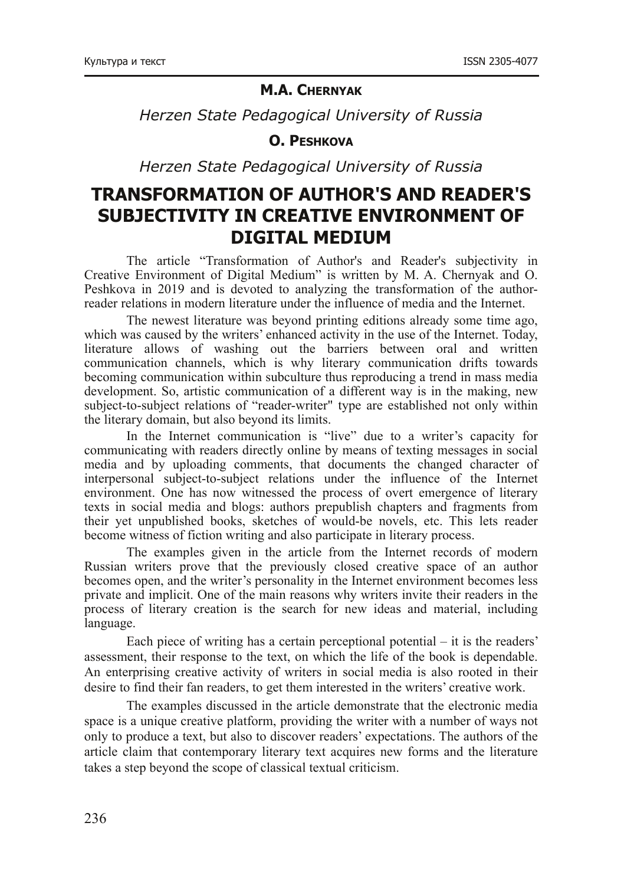**M.A. Chernyak**

*Herzen State Pedagogical University of Russia*

**O. Peshkova**

*Herzen State Pedagogical University of Russia*

# TRANSFORMATION OF AUTHOR'S AND READER'S SUBJECTIVITY IN CREATIVE ENVIRONMENT OF DIGITAL MEDIUM

The article "Transformation of Author's and Reader's subjectivity in Creative Environment of Digital Medium" is written by M. A. Chernyak and O. Peshkova in 2019 and is devoted to analyzing the transformation of the author-reader relations in modern literature under the influence of media and the Internet.

The newest literature was beyond printing editions already some time ago, which was caused by the writers' enhanced activity in the use of the Internet. Today, literature allows of washing out the barriers between oral and written communication channels, which is why literary communication drifts towards becoming communication within subculture thus reproducing a trend in mass media development. So, artistic communication of a different way is in the making, new subject-to-subject relations of "reader-writer" type are established not only within the literary domain, but also beyond its limits.

In the Internet communication is "live" due to a writer's capacity for communicating with readers directly online by means of texting messages in social media and by uploading comments, that documents the changed character of interpersonal subject-to-subject relations under the influence of the Internet environment. One has now witnessed the process of overt emergence of literary texts in social media and blogs: authors prepublish chapters and fragments from their yet unpublished books, sketches of would-be novels, etc. This lets reader become witness of fiction writing and also participate in literary process.

The examples given in the article from the Internet records of modern Russian writers prove that the previously closed creative space of an author becomes open, and the writer's personality in the Internet environment becomes less private and implicit. One of the main reasons why writers invite their readers in the process of literary creation is the search for new ideas and material, including language.

Each piece of writing has a certain perceptional potential – it is the readers' assessment, their response to the text, on which the life of the book is dependable. An enterprising creative activity of writers in social media is also rooted in their desire to find their fan readers, to get them interested in the writers' creative work.

The examples discussed in the article demonstrate that the electronic media space is a unique creative platform, providing the writer with a number of ways not only to produce a text, but also to discover readers' expectations. The authors of the article claim that contemporary literary text acquires new forms and the literature takes a step beyond the scope of classical textual criticism.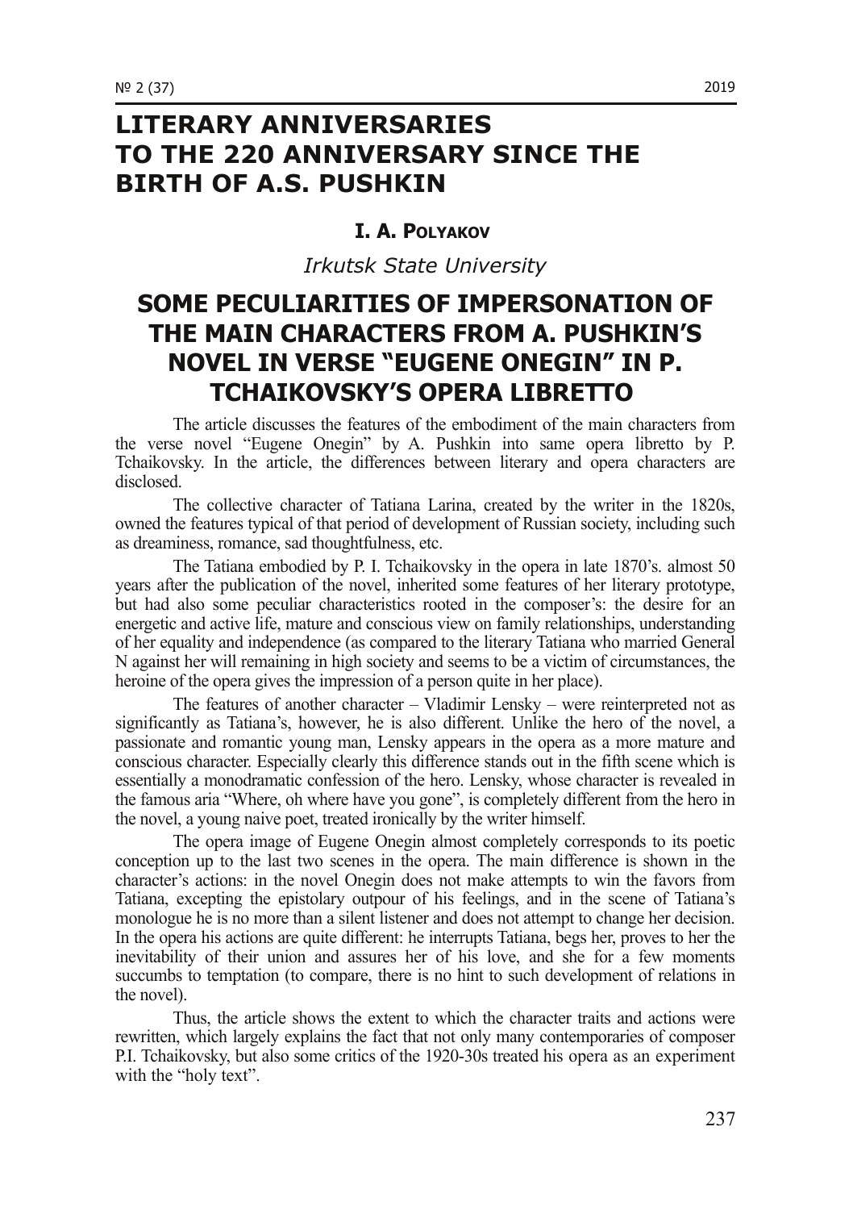# LITERARY ANNIVERSARIES TO THE 220 ANNIVERSARY SINCE THE BIRTH OF A.S. PUSHKIN

**I. A. Polyakov**

*Irkutsk State University*

## SOME PECULIARITIES OF IMPERSONATION OF THE MAIN CHARACTERS FROM A. PUSHKIN'S NOVEL IN VERSE "EUGENE ONEGIN" IN P. TCHAIKOVSKY'S OPERA LIBRETTO

The article discusses the features of the embodiment of the main characters from the verse novel "Eugene Onegin" by A. Pushkin into same opera libretto by P. Tchaikovsky. In the article, the differences between literary and opera characters are disclosed.

The collective character of Tatiana Larina, created by the writer in the 1820s, owned the features typical of that period of development of Russian society, including such as dreaminess, romance, sad thoughtfulness, etc.

The Tatiana embodied by P. I. Tchaikovsky in the opera in late 1870's. almost 50 years after the publication of the novel, inherited some features of her literary prototype, but had also some peculiar characteristics rooted in the composer's: the desire for an energetic and active life, mature and conscious view on family relationships, understanding of her equality and independence (as compared to the literary Tatiana who married General N against her will remaining in high society and seems to be a victim of circumstances, the heroine of the opera gives the impression of a person quite in her place).

The features of another character – Vladimir Lensky – were reinterpreted not as significantly as Tatiana's, however, he is also different. Unlike the hero of the novel, a passionate and romantic young man, Lensky appears in the opera as a more mature and conscious character. Especially clearly this difference stands out in the fifth scene which is essentially a monodramatic confession of the hero. Lensky, whose character is revealed in the famous aria "Where, oh where have you gone", is completely different from the hero in the novel, a young naive poet, treated ironically by the writer himself.

The opera image of Eugene Onegin almost completely corresponds to its poetic conception up to the last two scenes in the opera. The main difference is shown in the character's actions: in the novel Onegin does not make attempts to win the favors from Tatiana, excepting the epistolary outpour of his feelings, and in the scene of Tatiana's monologue he is no more than a silent listener and does not attempt to change her decision. In the opera his actions are quite different: he interrupts Tatiana, begs her, proves to her the inevitability of their union and assures her of his love, and she for a few moments succumbs to temptation (to compare, there is no hint to such development of relations in the novel).

Thus, the article shows the extent to which the character traits and actions were rewritten, which largely explains the fact that not only many contemporaries of composer P.I. Tchaikovsky, but also some critics of the 1920-30s treated his opera as an experiment with the "holy text".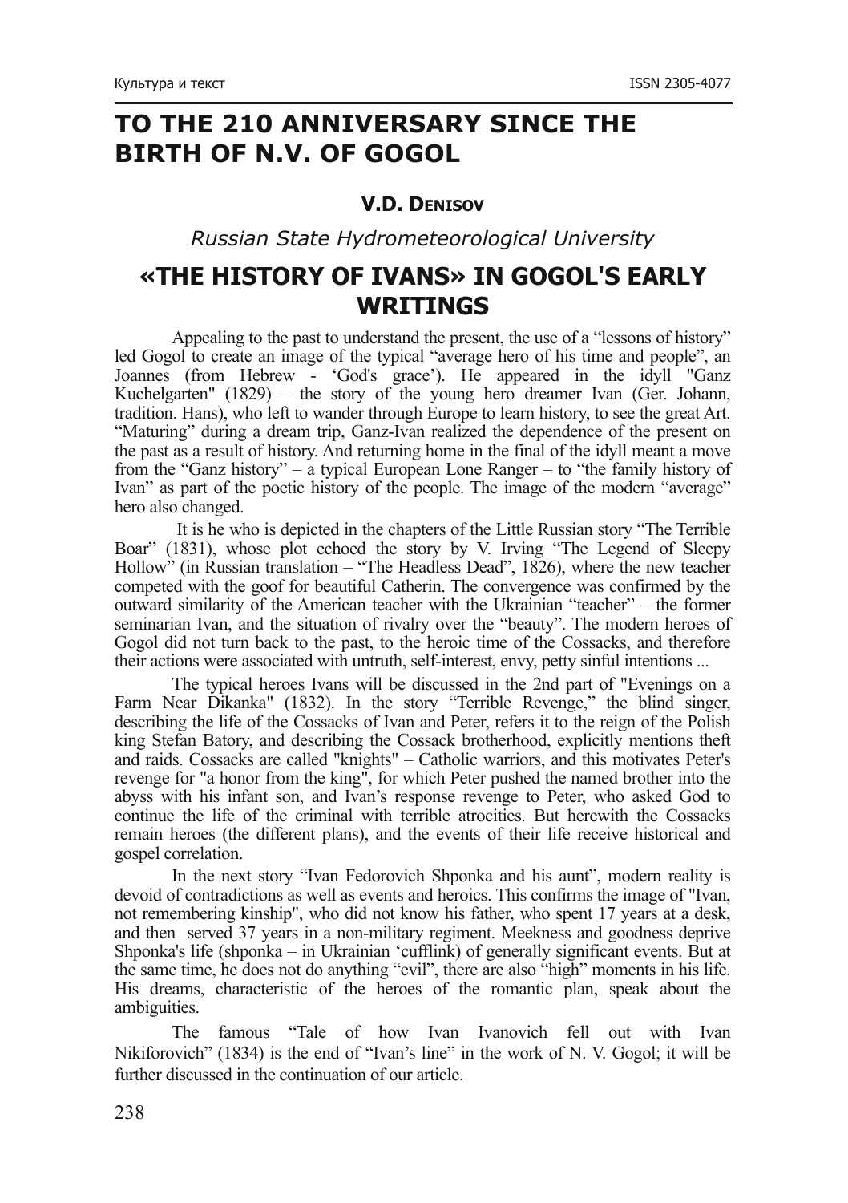# TO THE 210 ANNIVERSARY SINCE THE BIRTH OF N.V. OF GOGOL

**V.D. DENISOV**

*Russian State Hydrometeorological University*

## «THE HISTORY OF IVANS» IN GOGOL'S EARLY WRITINGS

Appealing to the past to understand the present, the use of a "lessons of history" led Gogol to create an image of the typical "average hero of his time and people", an Joannes (from Hebrew - 'God's grace'). He appeared in the idyll "Ganz Kuchelgarten" (1829) – the story of the young hero dreamer Ivan (Ger. Johann, tradition. Hans), who left to wander through Europe to learn history, to see the great Art. "Maturing" during a dream trip, Ganz-Ivan realized the dependence of the present on the past as a result of history. And returning home in the final of the idyll meant a move from the "Ganz history" – a typical European Lone Ranger – to "the family history of Ivan" as part of the poetic history of the people. The image of the modern "average" hero also changed.

It is he who is depicted in the chapters of the Little Russian story "The Terrible Boar" (1831), whose plot echoed the story by V. Irving "The Legend of Sleepy Hollow" (in Russian translation – "The Headless Dead", 1826), where the new teacher competed with the goof for beautiful Catherin. The convergence was confirmed by the outward similarity of the American teacher with the Ukrainian "teacher" – the former seminarian Ivan, and the situation of rivalry over the "beauty". The modern heroes of Gogol did not turn back to the past, to the heroic time of the Cossacks, and therefore their actions were associated with untruth, self-interest, envy, petty sinful intentions ...

The typical heroes Ivans will be discussed in the 2nd part of "Evenings on a Farm Near Dikanka" (1832). In the story "Terrible Revenge," the blind singer, describing the life of the Cossacks of Ivan and Peter, refers it to the reign of the Polish king Stefan Batory, and describing the Cossack brotherhood, explicitly mentions theft and raids. Cossacks are called "knights" – Catholic warriors, and this motivates Peter's revenge for "a honor from the king", for which Peter pushed the named brother into the abyss with his infant son, and Ivan's response revenge to Peter, who asked God to continue the life of the criminal with terrible atrocities. But herewith the Cossacks remain heroes (the different plans), and the events of their life receive historical and gospel correlation.

In the next story "Ivan Fedorovich Shponka and his aunt", modern reality is devoid of contradictions as well as events and heroics. This confirms the image of "Ivan, not remembering kinship", who did not know his father, who spent 17 years at a desk, and then served 37 years in a non-military regiment. Meekness and goodness deprive Shponka's life (shponka – in Ukrainian 'cufflink) of generally significant events. But at the same time, he does not do anything "evil", there are also "high" moments in his life. His dreams, characteristic of the heroes of the romantic plan, speak about the ambiguities.

The famous "Tale of how Ivan Ivanovich fell out with Ivan Nikiforovich" (1834) is the end of "Ivan's line" in the work of N. V. Gogol; it will be further discussed in the continuation of our article.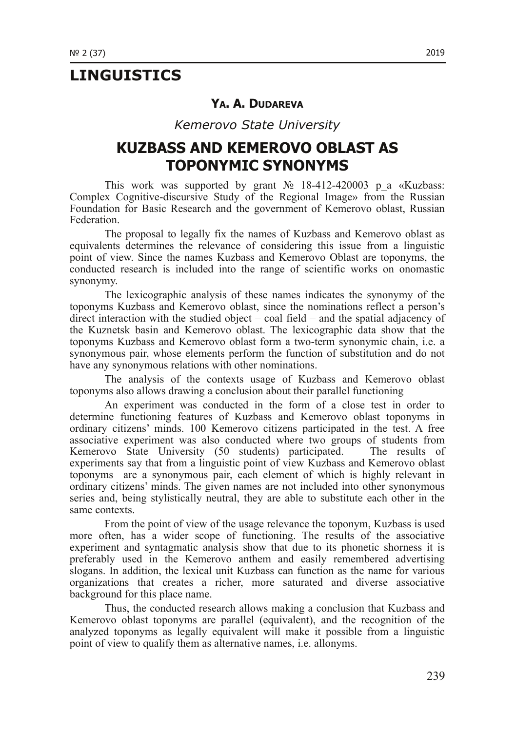# LINGUISTICS

### Ya. A. Dudareva

*Kemerovo State University*

## KUZBASS AND KEMEROVO OBLAST AS TOPONYMIC SYNONYMS

This work was supported by grant № 18-412-420003 p_a «Kuzbass: Complex Cognitive-discursive Study of the Regional Image» from the Russian Foundation for Basic Research and the government of Kemerovo oblast, Russian Federation.

The proposal to legally fix the names of Kuzbass and Kemerovo oblast as equivalents determines the relevance of considering this issue from a linguistic point of view. Since the names Kuzbass and Kemerovo Oblast are toponyms, the conducted research is included into the range of scientific works on onomastic synonymy.

The lexicographic analysis of these names indicates the synonymy of the toponyms Kuzbass and Kemerovo oblast, since the nominations reflect a person's direct interaction with the studied object – coal field – and the spatial adjacency of the Kuznetsk basin and Kemerovo oblast. The lexicographic data show that the toponyms Kuzbass and Kemerovo oblast form a two-term synonymic chain, i.e. a synonymous pair, whose elements perform the function of substitution and do not have any synonymous relations with other nominations.

The analysis of the contexts usage of Kuzbass and Kemerovo oblast toponyms also allows drawing a conclusion about their parallel functioning

An experiment was conducted in the form of a close test in order to determine functioning features of Kuzbass and Kemerovo oblast toponyms in ordinary citizens' minds. 100 Kemerovo citizens participated in the test. A free associative experiment was also conducted where two groups of students from Kemerovo State University (50 students) participated. The results of experiments say that from a linguistic point of view Kuzbass and Kemerovo oblast toponyms are a synonymous pair, each element of which is highly relevant in ordinary citizens' minds. The given names are not included into other synonymous series and, being stylistically neutral, they are able to substitute each other in the same contexts.

From the point of view of the usage relevance the toponym, Kuzbass is used more often, has a wider scope of functioning. The results of the associative experiment and syntagmatic analysis show that due to its phonetic shorness it is preferably used in the Kemerovo anthem and easily remembered advertising slogans. In addition, the lexical unit Kuzbass can function as the name for various organizations that creates a richer, more saturated and diverse associative background for this place name.

Thus, the conducted research allows making a conclusion that Kuzbass and Kemerovo oblast toponyms are parallel (equivalent), and the recognition of the analyzed toponyms as legally equivalent will make it possible from a linguistic point of view to qualify them as alternative names, i.e. allonyms.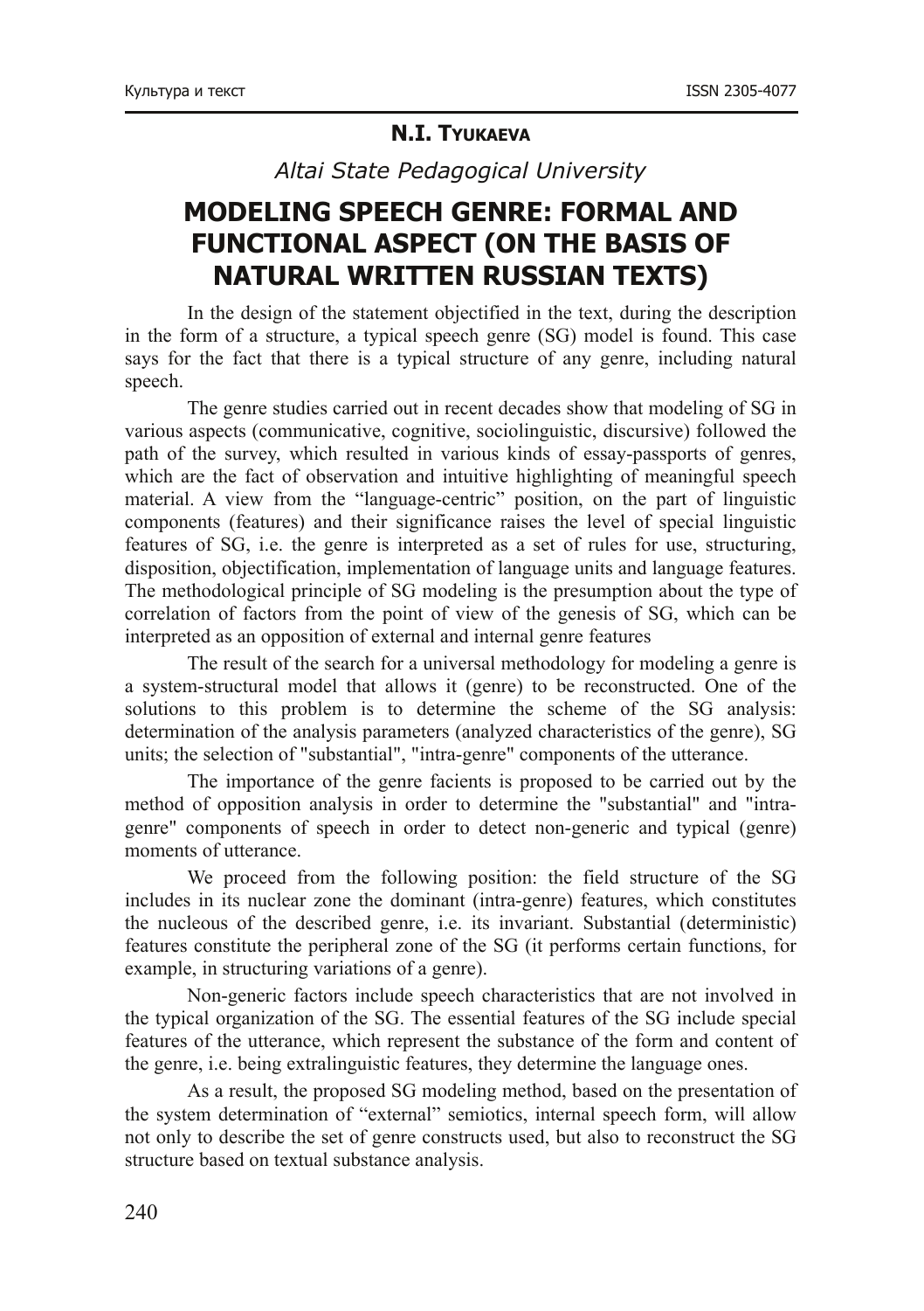**N.I. Tyukaeva**

*Altai State Pedagogical University*

# MODELING SPEECH GENRE: FORMAL AND FUNCTIONAL ASPECT (ON THE BASIS OF NATURAL WRITTEN RUSSIAN TEXTS)

In the design of the statement objectified in the text, during the description in the form of a structure, a typical speech genre (SG) model is found. This case says for the fact that there is a typical structure of any genre, including natural speech.

The genre studies carried out in recent decades show that modeling of SG in various aspects (communicative, cognitive, sociolinguistic, discursive) followed the path of the survey, which resulted in various kinds of essay-passports of genres, which are the fact of observation and intuitive highlighting of meaningful speech material. A view from the "language-centric" position, on the part of linguistic components (features) and their significance raises the level of special linguistic features of SG, i.e. the genre is interpreted as a set of rules for use, structuring, disposition, objectification, implementation of language units and language features. The methodological principle of SG modeling is the presumption about the type of correlation of factors from the point of view of the genesis of SG, which can be interpreted as an opposition of external and internal genre features

The result of the search for a universal methodology for modeling a genre is a system-structural model that allows it (genre) to be reconstructed. One of the solutions to this problem is to determine the scheme of the SG analysis: determination of the analysis parameters (analyzed characteristics of the genre), SG units; the selection of "substantial", "intra-genre" components of the utterance.

The importance of the genre facients is proposed to be carried out by the method of opposition analysis in order to determine the "substantial" and "intra-genre" components of speech in order to detect non-generic and typical (genre) moments of utterance.

We proceed from the following position: the field structure of the SG includes in its nuclear zone the dominant (intra-genre) features, which constitutes the nucleous of the described genre, i.e. its invariant. Substantial (deterministic) features constitute the peripheral zone of the SG (it performs certain functions, for example, in structuring variations of a genre).

Non-generic factors include speech characteristics that are not involved in the typical organization of the SG. The essential features of the SG include special features of the utterance, which represent the substance of the form and content of the genre, i.e. being extralinguistic features, they determine the language ones.

As a result, the proposed SG modeling method, based on the presentation of the system determination of "external" semiotics, internal speech form, will allow not only to describe the set of genre constructs used, but also to reconstruct the SG structure based on textual substance analysis.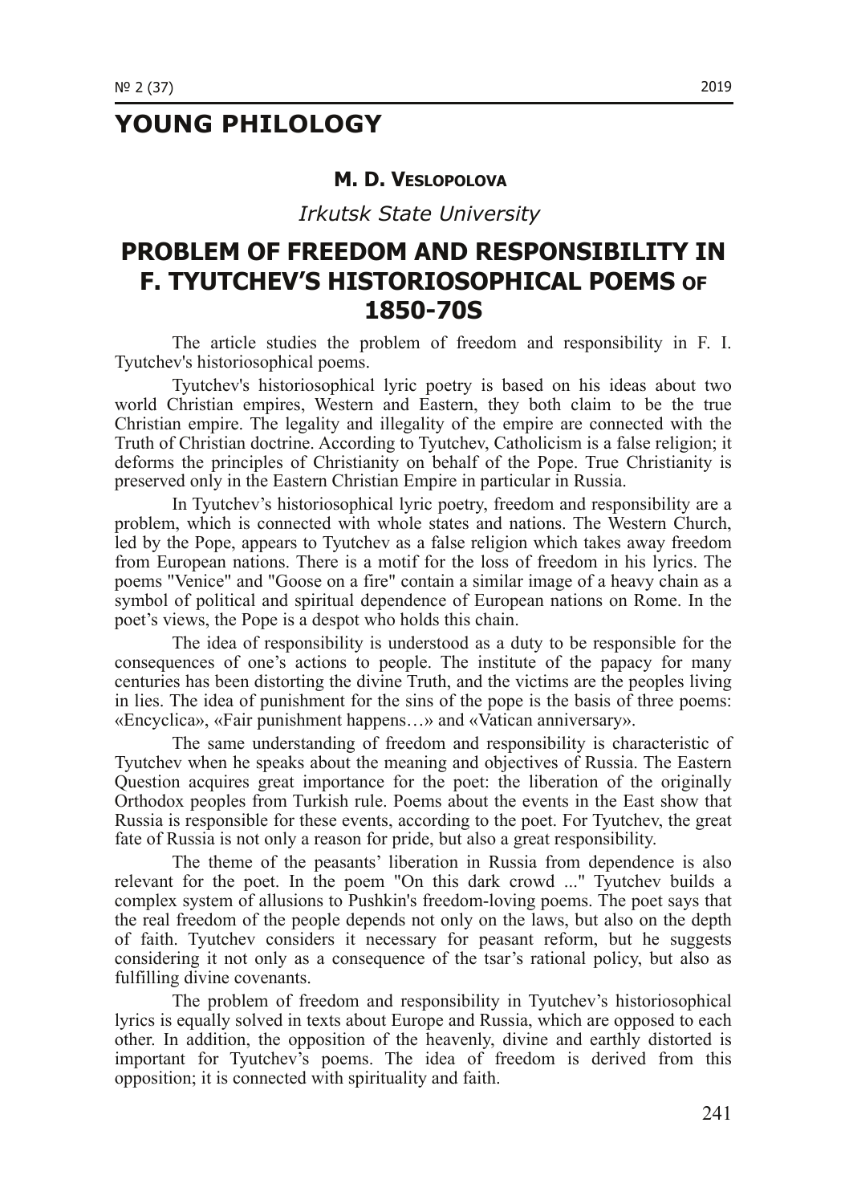# YOUNG PHILOLOGY

**M. D. VESLOPOLOVA**

*Irkutsk State University*

## PROBLEM OF FREEDOM AND RESPONSIBILITY IN F. TYUTCHEV'S HISTORIOSOPHICAL POEMS OF 1850-70S

The article studies the problem of freedom and responsibility in F. I. Tyutchev's historiosophical poems.

Tyutchev's historiosophical lyric poetry is based on his ideas about two world Christian empires, Western and Eastern, they both claim to be the true Christian empire. The legality and illegality of the empire are connected with the Truth of Christian doctrine. According to Tyutchev, Catholicism is a false religion; it deforms the principles of Christianity on behalf of the Pope. True Christianity is preserved only in the Eastern Christian Empire in particular in Russia.

In Tyutchev's historiosophical lyric poetry, freedom and responsibility are a problem, which is connected with whole states and nations. The Western Church, led by the Pope, appears to Tyutchev as a false religion which takes away freedom from European nations. There is a motif for the loss of freedom in his lyrics. The poems "Venice" and "Goose on a fire" contain a similar image of a heavy chain as a symbol of political and spiritual dependence of European nations on Rome. In the poet's views, the Pope is a despot who holds this chain.

The idea of responsibility is understood as a duty to be responsible for the consequences of one's actions to people. The institute of the papacy for many centuries has been distorting the divine Truth, and the victims are the peoples living in lies. The idea of punishment for the sins of the pope is the basis of three poems: «Encyclica», «Fair punishment happens…» and «Vatican anniversary».

The same understanding of freedom and responsibility is characteristic of Tyutchev when he speaks about the meaning and objectives of Russia. The Eastern Question acquires great importance for the poet: the liberation of the originally Orthodox peoples from Turkish rule. Poems about the events in the East show that Russia is responsible for these events, according to the poet. For Tyutchev, the great fate of Russia is not only a reason for pride, but also a great responsibility.

The theme of the peasants' liberation in Russia from dependence is also relevant for the poet. In the poem "On this dark crowd ..." Tyutchev builds a complex system of allusions to Pushkin's freedom-loving poems. The poet says that the real freedom of the people depends not only on the laws, but also on the depth of faith. Tyutchev considers it necessary for peasant reform, but he suggests considering it not only as a consequence of the tsar's rational policy, but also as fulfilling divine covenants.

The problem of freedom and responsibility in Tyutchev's historiosophical lyrics is equally solved in texts about Europe and Russia, which are opposed to each other. In addition, the opposition of the heavenly, divine and earthly distorted is important for Tyutchev's poems. The idea of freedom is derived from this opposition; it is connected with spirituality and faith.